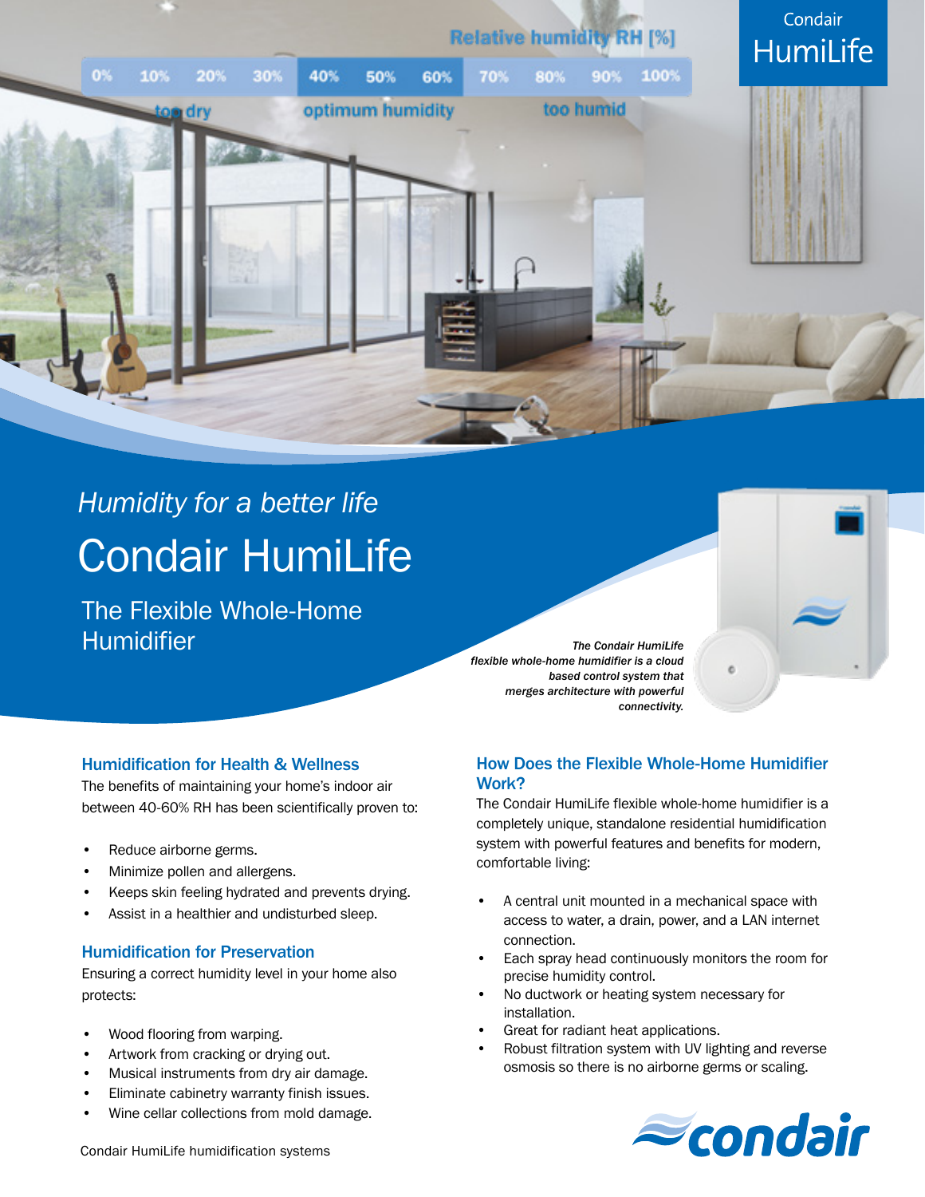Relative humidity RH [%]

| 0% | 10% | 20% | 30% | 40% | 50% | 60% | 70% | 80% | 90% | 100% |
|---|---|---|---|---|---|---|---|---|---|---|

too dry — optimum humidity — too humid

Condair HumiLife

*Humidity for a better life*

# Condair HumiLife

## The Flexible Whole-Home Humidifier

***The Condair HumiLife flexible whole-home humidifier is a cloud based control system that merges architecture with powerful connectivity.***

### Humidification for Health & Wellness

The benefits of maintaining your home's indoor air between 40-60% RH has been scientifically proven to:

- Reduce airborne germs.
- Minimize pollen and allergens.
- Keeps skin feeling hydrated and prevents drying.
- Assist in a healthier and undisturbed sleep.

### Humidification for Preservation

Ensuring a correct humidity level in your home also protects:

- Wood flooring from warping.
- Artwork from cracking or drying out.
- Musical instruments from dry air damage.
- Eliminate cabinetry warranty finish issues.
- Wine cellar collections from mold damage.

### How Does the Flexible Whole-Home Humidifier Work?

The Condair HumiLife flexible whole-home humidifier is a completely unique, standalone residential humidification system with powerful features and benefits for modern, comfortable living:

- A central unit mounted in a mechanical space with access to water, a drain, power, and a LAN internet connection.
- Each spray head continuously monitors the room for precise humidity control.
- No ductwork or heating system necessary for installation.
- Great for radiant heat applications.
- Robust filtration system with UV lighting and reverse osmosis so there is no airborne germs or scaling.

condair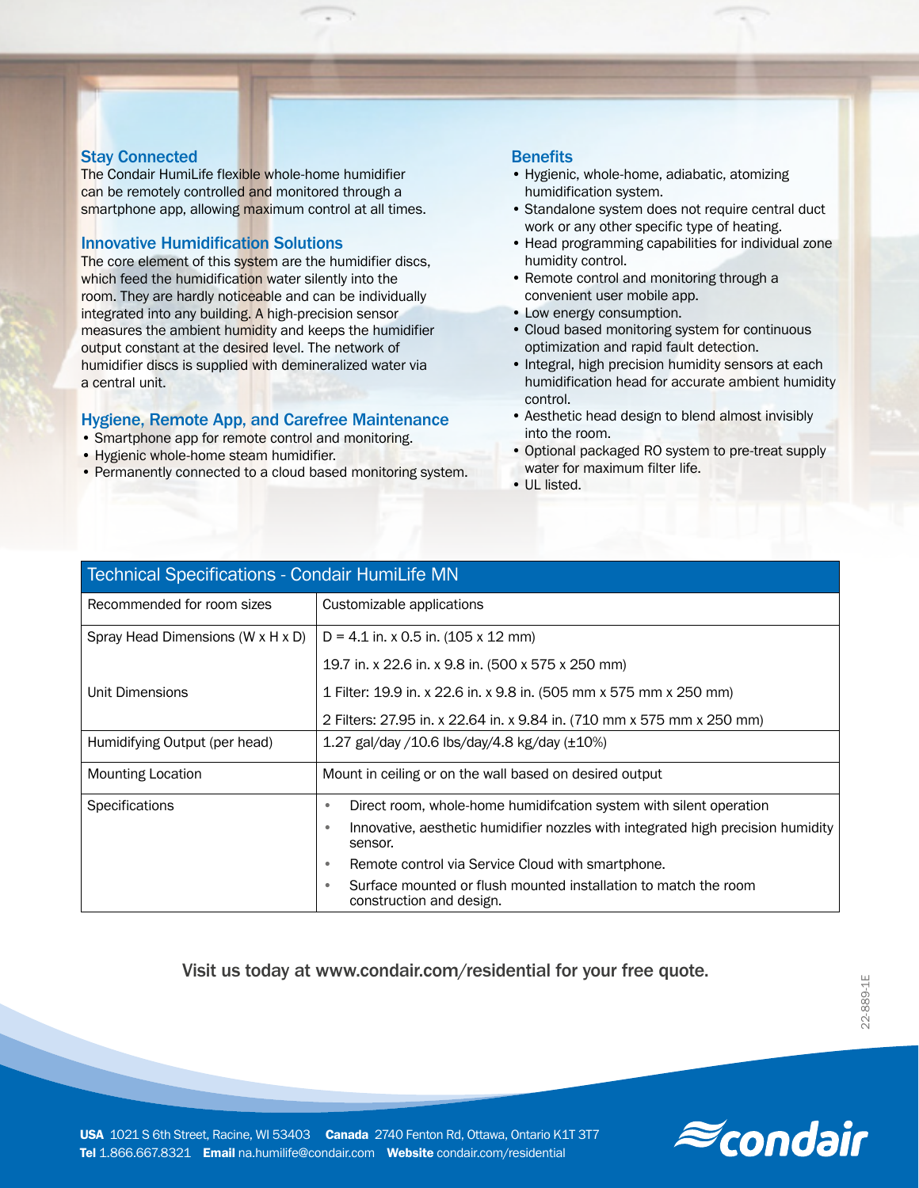## Stay Connected

The Condair HumiLife flexible whole-home humidifier can be remotely controlled and monitored through a smartphone app, allowing maximum control at all times.

## Innovative Humidification Solutions

The core element of this system are the humidifier discs, which feed the humidification water silently into the room. They are hardly noticeable and can be individually integrated into any building. A high-precision sensor measures the ambient humidity and keeps the humidifier output constant at the desired level. The network of humidifier discs is supplied with demineralized water via a central unit.

## Hygiene, Remote App, and Carefree Maintenance

- Smartphone app for remote control and monitoring.
- Hygienic whole-home steam humidifier.
- Permanently connected to a cloud based monitoring system.

## Benefits

- Hygienic, whole-home, adiabatic, atomizing humidification system.
- Standalone system does not require central duct work or any other specific type of heating.
- Head programming capabilities for individual zone humidity control.
- Remote control and monitoring through a convenient user mobile app.
- Low energy consumption.
- Cloud based monitoring system for continuous optimization and rapid fault detection.
- Integral, high precision humidity sensors at each humidification head for accurate ambient humidity control.
- Aesthetic head design to blend almost invisibly into the room.
- Optional packaged RO system to pre-treat supply water for maximum filter life.
- UL listed.

| Technical Specifications - Condair HumiLife MN | |
|---|---|
| Recommended for room sizes | Customizable applications |
| Spray Head Dimensions (W x H x D) | D = 4.1 in. x 0.5 in. (105 x 12 mm) |
| Unit Dimensions | 19.7 in. x 22.6 in. x 9.8 in. (500 x 575 x 250 mm) |
| | 1 Filter: 19.9 in. x 22.6 in. x 9.8 in. (505 mm x 575 mm x 250 mm) |
| | 2 Filters: 27.95 in. x 22.64 in. x 9.84 in. (710 mm x 575 mm x 250 mm) |
| Humidifying Output (per head) | 1.27 gal/day /10.6 lbs/day/4.8 kg/day (±10%) |
| Mounting Location | Mount in ceiling or on the wall based on desired output |
| Specifications | • Direct room, whole-home humidifcation system with silent operation<br>• Innovative, aesthetic humidifier nozzles with integrated high precision humidity sensor.<br>• Remote control via Service Cloud with smartphone.<br>• Surface mounted or flush mounted installation to match the room construction and design. |

**Visit us today at www.condair.com/residential for your free quote.**

22-889-1E

**USA** 1021 S 6th Street, Racine, WI 53403 **Canada** 2740 Fenton Rd, Ottawa, Ontario K1T 3T7
**Tel** 1.866.667.8321 **Email** na.humilife@condair.com **Website** condair.com/residential

condair